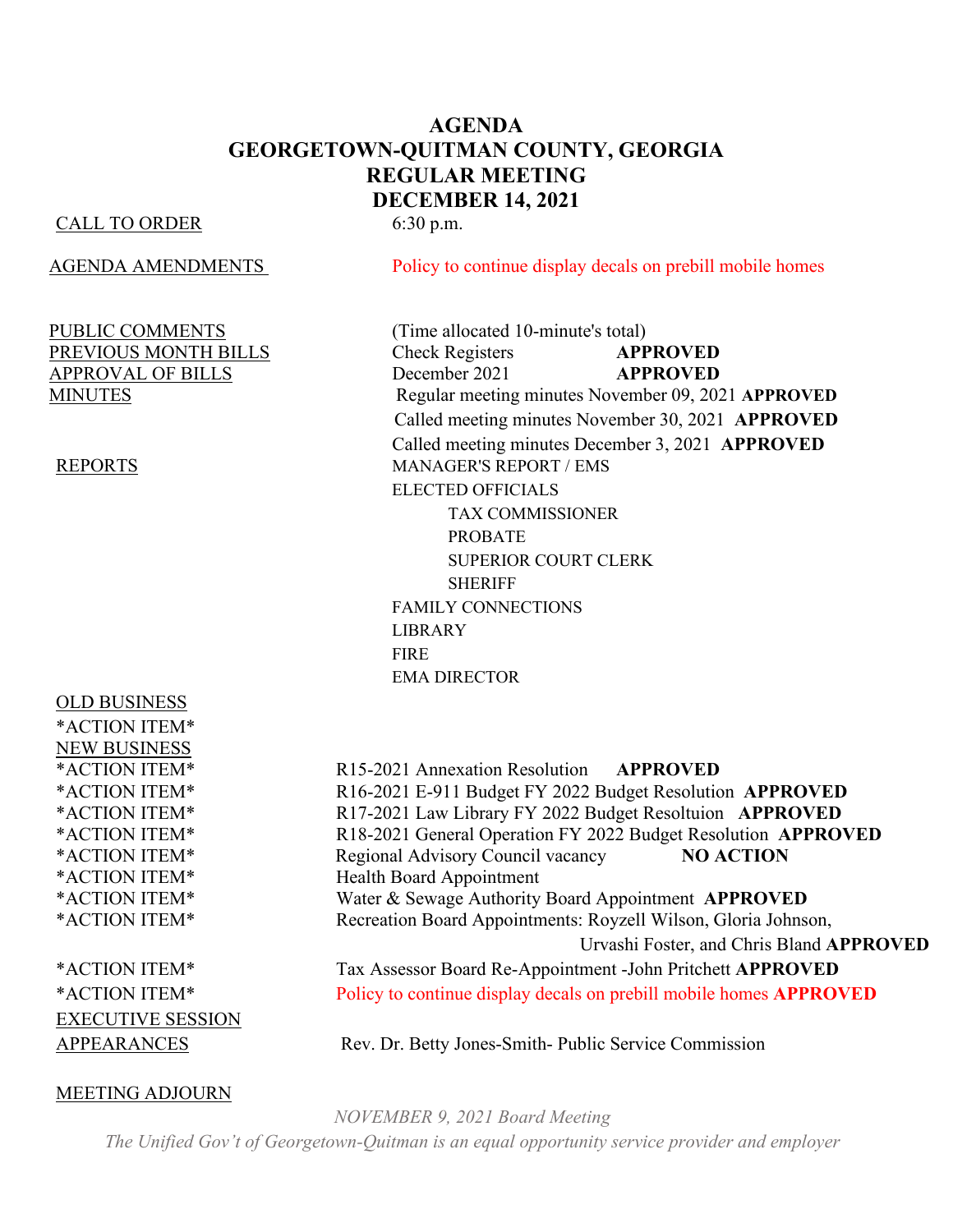# AGENDA
## GEORGETOWN-QUITMAN COUNTY, GEORGIA
## REGULAR MEETING
## DECEMBER 14, 2021

| | |
|---|---|
| CALL TO ORDER | 6:30 p.m. |
| AGENDA AMENDMENTS | Policy to continue display decals on prebill mobile homes |
| PUBLIC COMMENTS | (Time allocated 10-minute's total) |
| PREVIOUS MONTH BILLS | Check Registers **APPROVED** |
| APPROVAL OF BILLS | December 2021 **APPROVED** |
| MINUTES | Regular meeting minutes November 09, 2021 **APPROVED** |
| | Called meeting minutes November 30, 2021 **APPROVED** |
| | Called meeting minutes December 3, 2021 **APPROVED** |
| REPORTS | MANAGER'S REPORT / EMS |
| | ELECTED OFFICIALS |
| | TAX COMMISSIONER |
| | PROBATE |
| | SUPERIOR COURT CLERK |
| | SHERIFF |
| | FAMILY CONNECTIONS |
| | LIBRARY |
| | FIRE |
| | EMA DIRECTOR |
| OLD BUSINESS | |
| *ACTION ITEM* | |
| NEW BUSINESS | |
| *ACTION ITEM* | R15-2021 Annexation Resolution **APPROVED** |
| *ACTION ITEM* | R16-2021 E-911 Budget FY 2022 Budget Resolution **APPROVED** |
| *ACTION ITEM* | R17-2021 Law Library FY 2022 Budget Resoltuion **APPROVED** |
| *ACTION ITEM* | R18-2021 General Operation FY 2022 Budget Resolution **APPROVED** |
| *ACTION ITEM* | Regional Advisory Council vacancy **NO ACTION** |
| *ACTION ITEM* | Health Board Appointment |
| *ACTION ITEM* | Water & Sewage Authority Board Appointment **APPROVED** |
| *ACTION ITEM* | Recreation Board Appointments: Royzell Wilson, Gloria Johnson, Urvashi Foster, and Chris Bland **APPROVED** |
| *ACTION ITEM* | Tax Assessor Board Re-Appointment -John Pritchett **APPROVED** |
| *ACTION ITEM* | Policy to continue display decals on prebill mobile homes **APPROVED** |
| EXECUTIVE SESSION | |
| APPEARANCES | Rev. Dr. Betty Jones-Smith- Public Service Commission |
| MEETING ADJOURN | |

*NOVEMBER 9, 2021 Board Meeting*

*The Unified Gov't of Georgetown-Quitman is an equal opportunity service provider and employer*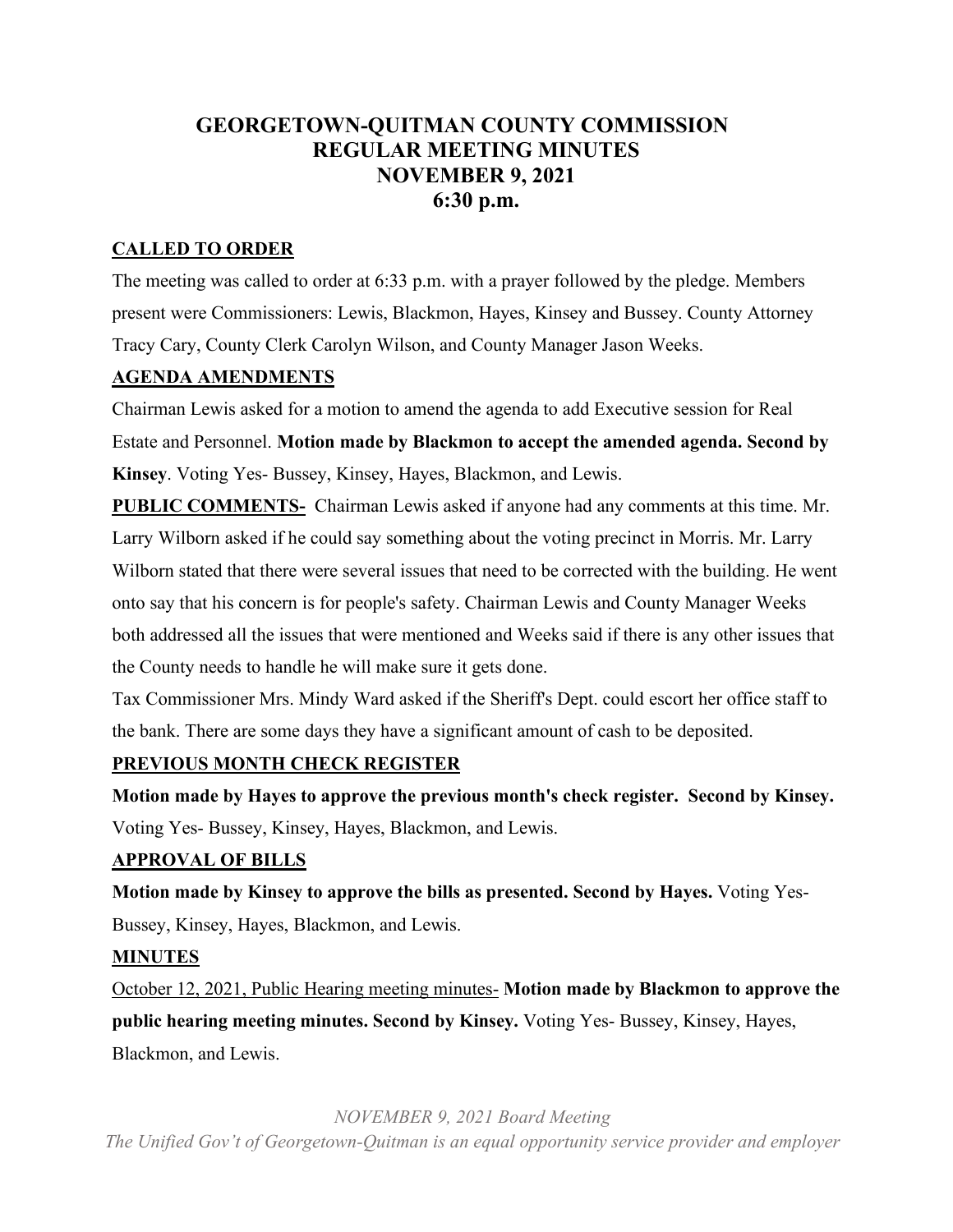# GEORGETOWN-QUITMAN COUNTY COMMISSION
# REGULAR MEETING MINUTES
# NOVEMBER 9, 2021
# 6:30 p.m.

## CALLED TO ORDER

The meeting was called to order at 6:33 p.m. with a prayer followed by the pledge. Members present were Commissioners: Lewis, Blackmon, Hayes, Kinsey and Bussey. County Attorney Tracy Cary, County Clerk Carolyn Wilson, and County Manager Jason Weeks.

## AGENDA AMENDMENTS

Chairman Lewis asked for a motion to amend the agenda to add Executive session for Real Estate and Personnel. **Motion made by Blackmon to accept the amended agenda. Second by Kinsey**. Voting Yes- Bussey, Kinsey, Hayes, Blackmon, and Lewis.

**PUBLIC COMMENTS-** Chairman Lewis asked if anyone had any comments at this time. Mr. Larry Wilborn asked if he could say something about the voting precinct in Morris. Mr. Larry Wilborn stated that there were several issues that need to be corrected with the building. He went onto say that his concern is for people's safety. Chairman Lewis and County Manager Weeks both addressed all the issues that were mentioned and Weeks said if there is any other issues that the County needs to handle he will make sure it gets done.

Tax Commissioner Mrs. Mindy Ward asked if the Sheriff's Dept. could escort her office staff to the bank. There are some days they have a significant amount of cash to be deposited.

## PREVIOUS MONTH CHECK REGISTER

**Motion made by Hayes to approve the previous month's check register. Second by Kinsey.** Voting Yes- Bussey, Kinsey, Hayes, Blackmon, and Lewis.

## APPROVAL OF BILLS

**Motion made by Kinsey to approve the bills as presented. Second by Hayes.** Voting Yes- Bussey, Kinsey, Hayes, Blackmon, and Lewis.

## MINUTES

October 12, 2021, Public Hearing meeting minutes- **Motion made by Blackmon to approve the public hearing meeting minutes. Second by Kinsey.** Voting Yes- Bussey, Kinsey, Hayes, Blackmon, and Lewis.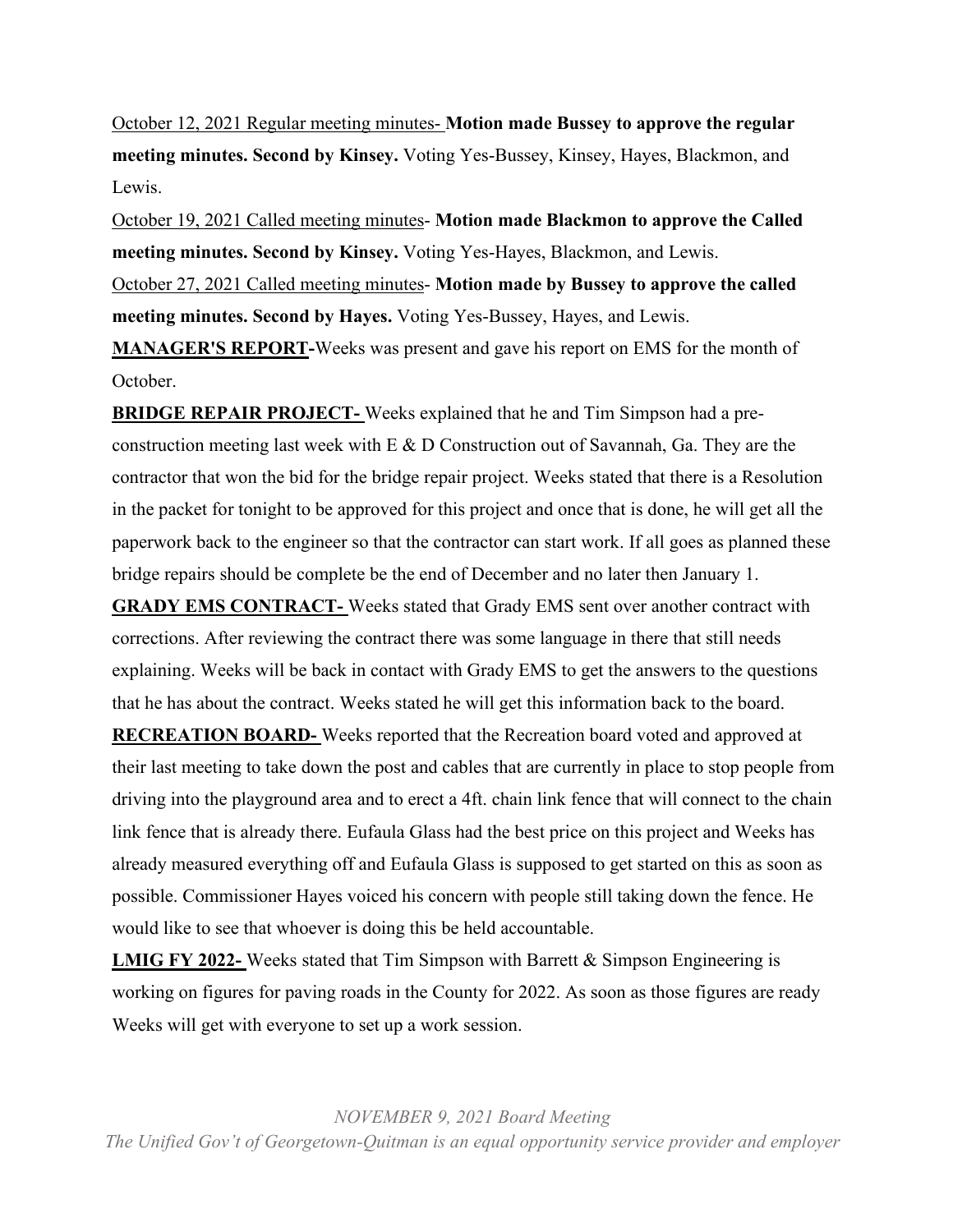October 12, 2021 Regular meeting minutes- **Motion made Bussey to approve the regular meeting minutes. Second by Kinsey.** Voting Yes-Bussey, Kinsey, Hayes, Blackmon, and Lewis.

October 19, 2021 Called meeting minutes- **Motion made Blackmon to approve the Called meeting minutes. Second by Kinsey.** Voting Yes-Hayes, Blackmon, and Lewis.

October 27, 2021 Called meeting minutes- **Motion made by Bussey to approve the called meeting minutes. Second by Hayes.** Voting Yes-Bussey, Hayes, and Lewis.

**MANAGER'S REPORT-**Weeks was present and gave his report on EMS for the month of October.

**BRIDGE REPAIR PROJECT-** Weeks explained that he and Tim Simpson had a pre-construction meeting last week with E & D Construction out of Savannah, Ga. They are the contractor that won the bid for the bridge repair project. Weeks stated that there is a Resolution in the packet for tonight to be approved for this project and once that is done, he will get all the paperwork back to the engineer so that the contractor can start work. If all goes as planned these bridge repairs should be complete be the end of December and no later then January 1.

**GRADY EMS CONTRACT-** Weeks stated that Grady EMS sent over another contract with corrections. After reviewing the contract there was some language in there that still needs explaining. Weeks will be back in contact with Grady EMS to get the answers to the questions that he has about the contract. Weeks stated he will get this information back to the board.

**RECREATION BOARD-** Weeks reported that the Recreation board voted and approved at their last meeting to take down the post and cables that are currently in place to stop people from driving into the playground area and to erect a 4ft. chain link fence that will connect to the chain link fence that is already there. Eufaula Glass had the best price on this project and Weeks has already measured everything off and Eufaula Glass is supposed to get started on this as soon as possible. Commissioner Hayes voiced his concern with people still taking down the fence. He would like to see that whoever is doing this be held accountable.

**LMIG FY 2022-** Weeks stated that Tim Simpson with Barrett & Simpson Engineering is working on figures for paving roads in the County for 2022. As soon as those figures are ready Weeks will get with everyone to set up a work session.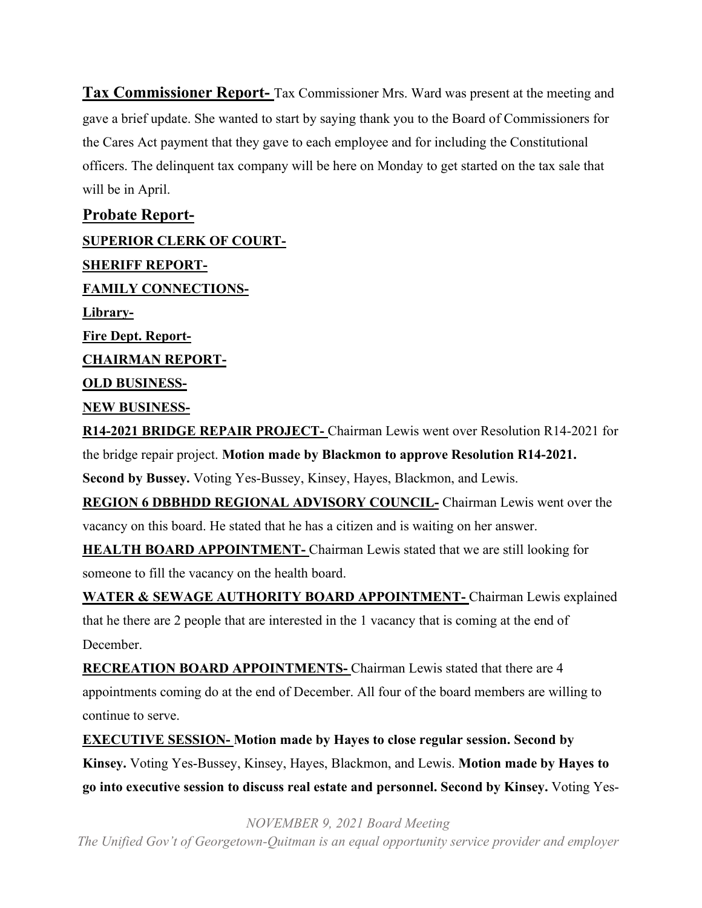**Tax Commissioner Report-** Tax Commissioner Mrs. Ward was present at the meeting and gave a brief update. She wanted to start by saying thank you to the Board of Commissioners for the Cares Act payment that they gave to each employee and for including the Constitutional officers. The delinquent tax company will be here on Monday to get started on the tax sale that will be in April.

**Probate Report-**

**SUPERIOR CLERK OF COURT-**

**SHERIFF REPORT-**

**FAMILY CONNECTIONS-**

**Library-**

**Fire Dept. Report-**

**CHAIRMAN REPORT-**

**OLD BUSINESS-**

**NEW BUSINESS-**

**R14-2021 BRIDGE REPAIR PROJECT-** Chairman Lewis went over Resolution R14-2021 for the bridge repair project. **Motion made by Blackmon to approve Resolution R14-2021. Second by Bussey.** Voting Yes-Bussey, Kinsey, Hayes, Blackmon, and Lewis.

**REGION 6 DBBHDD REGIONAL ADVISORY COUNCIL-** Chairman Lewis went over the vacancy on this board. He stated that he has a citizen and is waiting on her answer.

**HEALTH BOARD APPOINTMENT-** Chairman Lewis stated that we are still looking for someone to fill the vacancy on the health board.

**WATER & SEWAGE AUTHORITY BOARD APPOINTMENT-** Chairman Lewis explained that he there are 2 people that are interested in the 1 vacancy that is coming at the end of December.

**RECREATION BOARD APPOINTMENTS-** Chairman Lewis stated that there are 4 appointments coming do at the end of December. All four of the board members are willing to continue to serve.

**EXECUTIVE SESSION- Motion made by Hayes to close regular session. Second by Kinsey.** Voting Yes-Bussey, Kinsey, Hayes, Blackmon, and Lewis. **Motion made by Hayes to go into executive session to discuss real estate and personnel. Second by Kinsey.** Voting Yes-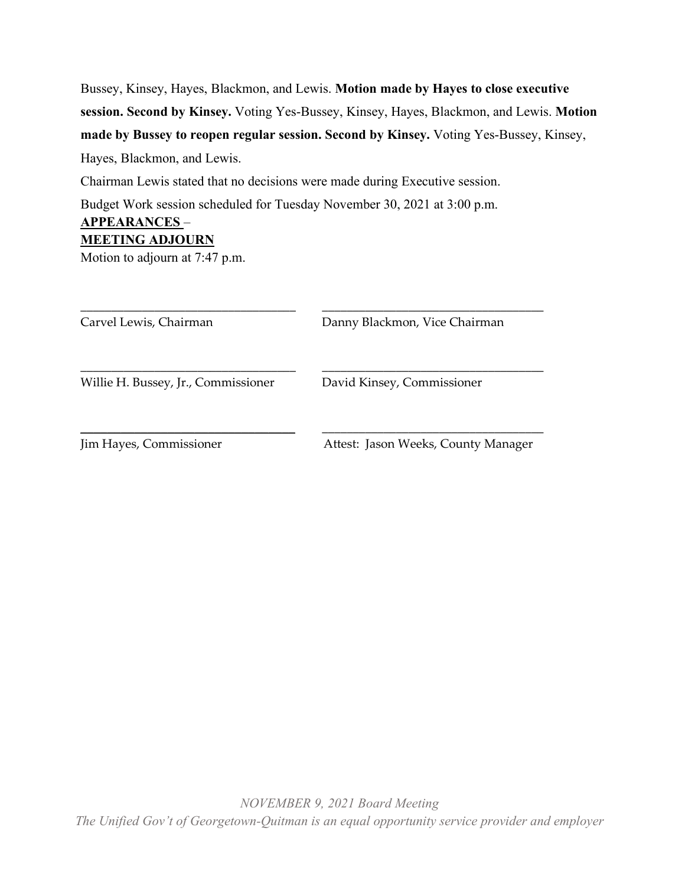Bussey, Kinsey, Hayes, Blackmon, and Lewis. **Motion made by Hayes to close executive session. Second by Kinsey.** Voting Yes-Bussey, Kinsey, Hayes, Blackmon, and Lewis. **Motion made by Bussey to reopen regular session. Second by Kinsey.** Voting Yes-Bussey, Kinsey, Hayes, Blackmon, and Lewis.

Chairman Lewis stated that no decisions were made during Executive session.

Budget Work session scheduled for Tuesday November 30, 2021 at 3:00 p.m.

**APPEARANCES** –

**MEETING ADJOURN**

Motion to adjourn at 7:47 p.m.

| | |
|---|---|
| \_\_\_\_\_\_\_\_\_\_\_\_\_\_\_\_\_\_\_\_\_\_\_\_\_\_\_\_\_\_ | \_\_\_\_\_\_\_\_\_\_\_\_\_\_\_\_\_\_\_\_\_\_\_\_\_\_\_\_\_\_ |
| Carvel Lewis, Chairman | Danny Blackmon, Vice Chairman |
| \_\_\_\_\_\_\_\_\_\_\_\_\_\_\_\_\_\_\_\_\_\_\_\_\_\_\_\_\_\_ | \_\_\_\_\_\_\_\_\_\_\_\_\_\_\_\_\_\_\_\_\_\_\_\_\_\_\_\_\_\_ |
| Willie H. Bussey, Jr., Commissioner | David Kinsey, Commissioner |
| \_\_\_\_\_\_\_\_\_\_\_\_\_\_\_\_\_\_\_\_\_\_\_\_\_\_\_\_\_\_ | \_\_\_\_\_\_\_\_\_\_\_\_\_\_\_\_\_\_\_\_\_\_\_\_\_\_\_\_\_\_ |
| Jim Hayes, Commissioner | Attest: Jason Weeks, County Manager |

*NOVEMBER 9, 2021 Board Meeting*

*The Unified Gov't of Georgetown-Quitman is an equal opportunity service provider and employer*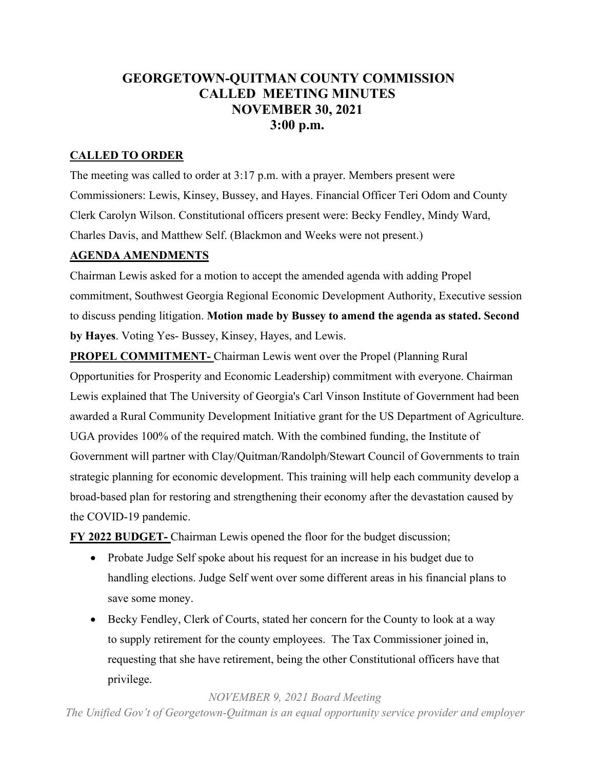# GEORGETOWN-QUITMAN COUNTY COMMISSION CALLED MEETING MINUTES NOVEMBER 30, 2021 3:00 p.m.

**CALLED TO ORDER**

The meeting was called to order at 3:17 p.m. with a prayer. Members present were Commissioners: Lewis, Kinsey, Bussey, and Hayes. Financial Officer Teri Odom and County Clerk Carolyn Wilson. Constitutional officers present were: Becky Fendley, Mindy Ward, Charles Davis, and Matthew Self. (Blackmon and Weeks were not present.)

**AGENDA AMENDMENTS**

Chairman Lewis asked for a motion to accept the amended agenda with adding Propel commitment, Southwest Georgia Regional Economic Development Authority, Executive session to discuss pending litigation. **Motion made by Bussey to amend the agenda as stated. Second by Hayes**. Voting Yes- Bussey, Kinsey, Hayes, and Lewis.

**PROPEL COMMITMENT-** Chairman Lewis went over the Propel (Planning Rural Opportunities for Prosperity and Economic Leadership) commitment with everyone. Chairman Lewis explained that The University of Georgia's Carl Vinson Institute of Government had been awarded a Rural Community Development Initiative grant for the US Department of Agriculture. UGA provides 100% of the required match. With the combined funding, the Institute of Government will partner with Clay/Quitman/Randolph/Stewart Council of Governments to train strategic planning for economic development. This training will help each community develop a broad-based plan for restoring and strengthening their economy after the devastation caused by the COVID-19 pandemic.

**FY 2022 BUDGET-** Chairman Lewis opened the floor for the budget discussion;

- Probate Judge Self spoke about his request for an increase in his budget due to handling elections. Judge Self went over some different areas in his financial plans to save some money.
- Becky Fendley, Clerk of Courts, stated her concern for the County to look at a way to supply retirement for the county employees. The Tax Commissioner joined in, requesting that she have retirement, being the other Constitutional officers have that privilege.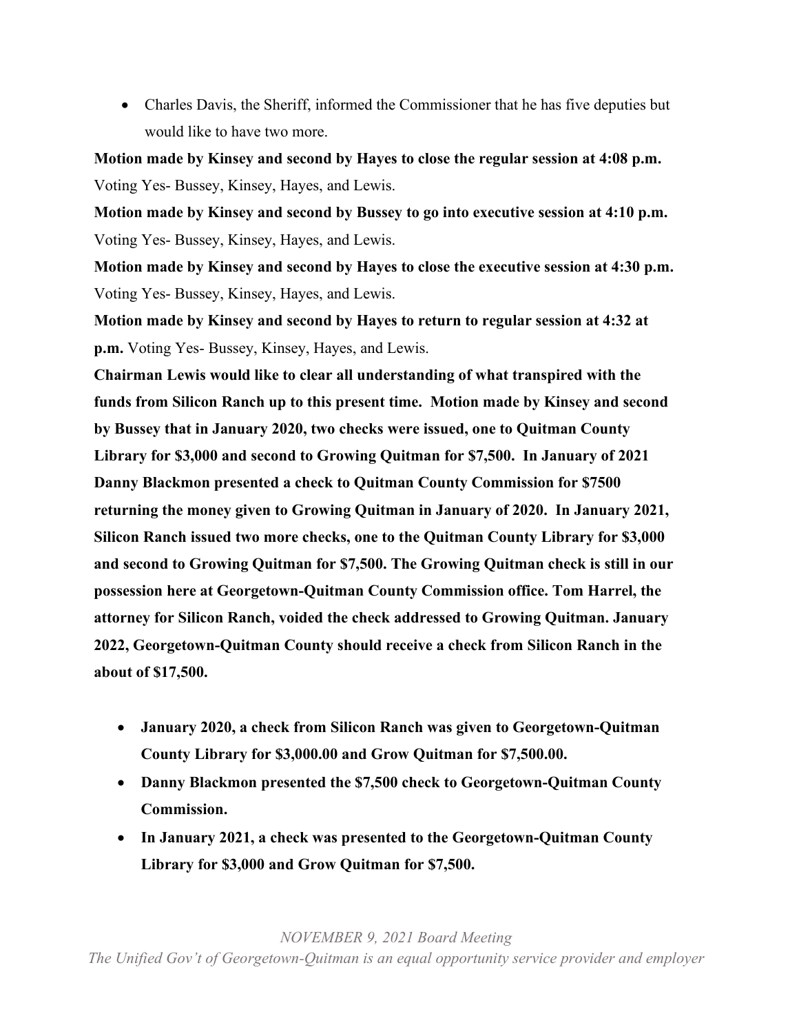- Charles Davis, the Sheriff, informed the Commissioner that he has five deputies but would like to have two more.

**Motion made by Kinsey and second by Hayes to close the regular session at 4:08 p.m.** Voting Yes- Bussey, Kinsey, Hayes, and Lewis.

**Motion made by Kinsey and second by Bussey to go into executive session at 4:10 p.m.** Voting Yes- Bussey, Kinsey, Hayes, and Lewis.

**Motion made by Kinsey and second by Hayes to close the executive session at 4:30 p.m.** Voting Yes- Bussey, Kinsey, Hayes, and Lewis.

**Motion made by Kinsey and second by Hayes to return to regular session at 4:32 at p.m.** Voting Yes- Bussey, Kinsey, Hayes, and Lewis.

**Chairman Lewis would like to clear all understanding of what transpired with the funds from Silicon Ranch up to this present time. Motion made by Kinsey and second by Bussey that in January 2020, two checks were issued, one to Quitman County Library for $3,000 and second to Growing Quitman for $7,500. In January of 2021 Danny Blackmon presented a check to Quitman County Commission for $7500 returning the money given to Growing Quitman in January of 2020. In January 2021, Silicon Ranch issued two more checks, one to the Quitman County Library for $3,000 and second to Growing Quitman for $7,500. The Growing Quitman check is still in our possession here at Georgetown-Quitman County Commission office. Tom Harrel, the attorney for Silicon Ranch, voided the check addressed to Growing Quitman. January 2022, Georgetown-Quitman County should receive a check from Silicon Ranch in the about of $17,500.**

- **January 2020, a check from Silicon Ranch was given to Georgetown-Quitman County Library for $3,000.00 and Grow Quitman for $7,500.00.**
- **Danny Blackmon presented the $7,500 check to Georgetown-Quitman County Commission.**
- **In January 2021, a check was presented to the Georgetown-Quitman County Library for $3,000 and Grow Quitman for $7,500.**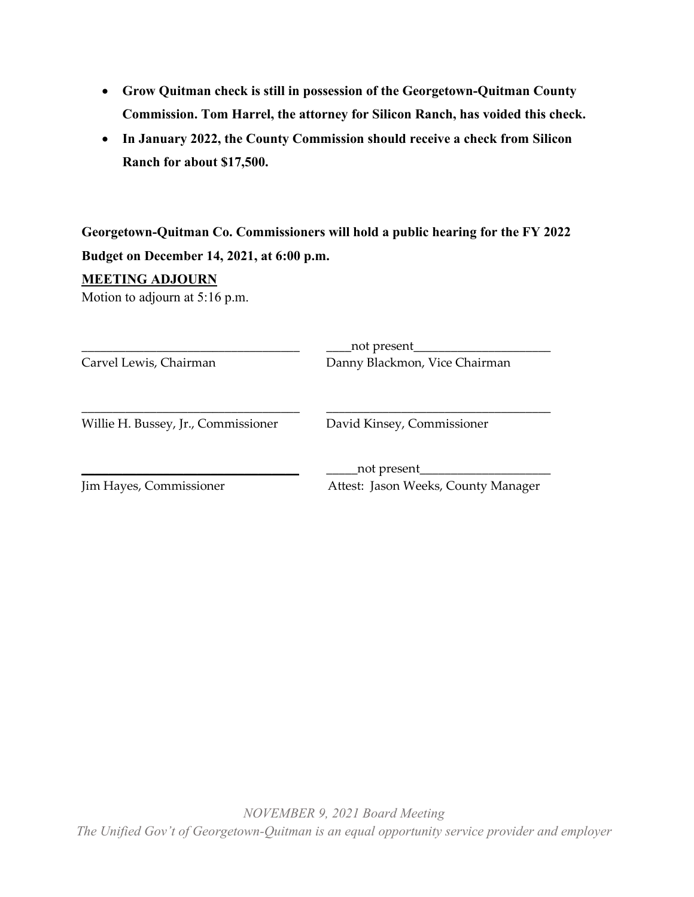- **Grow Quitman check is still in possession of the Georgetown-Quitman County Commission. Tom Harrel, the attorney for Silicon Ranch, has voided this check.**
- **In January 2022, the County Commission should receive a check from Silicon Ranch for about $17,500.**

**Georgetown-Quitman Co. Commissioners will hold a public hearing for the FY 2022 Budget on December 14, 2021, at 6:00 p.m.**

**MEETING ADJOURN**

Motion to adjourn at 5:16 p.m.

| | |
|---|---|
| ___________________________________ | ____not present_____________________ |
| Carvel Lewis, Chairman | Danny Blackmon, Vice Chairman |
| ___________________________________ | ___________________________________ |
| Willie H. Bussey, Jr., Commissioner | David Kinsey, Commissioner |
| ___________________________________ | _____not present____________________ |
| Jim Hayes, Commissioner | Attest: Jason Weeks, County Manager |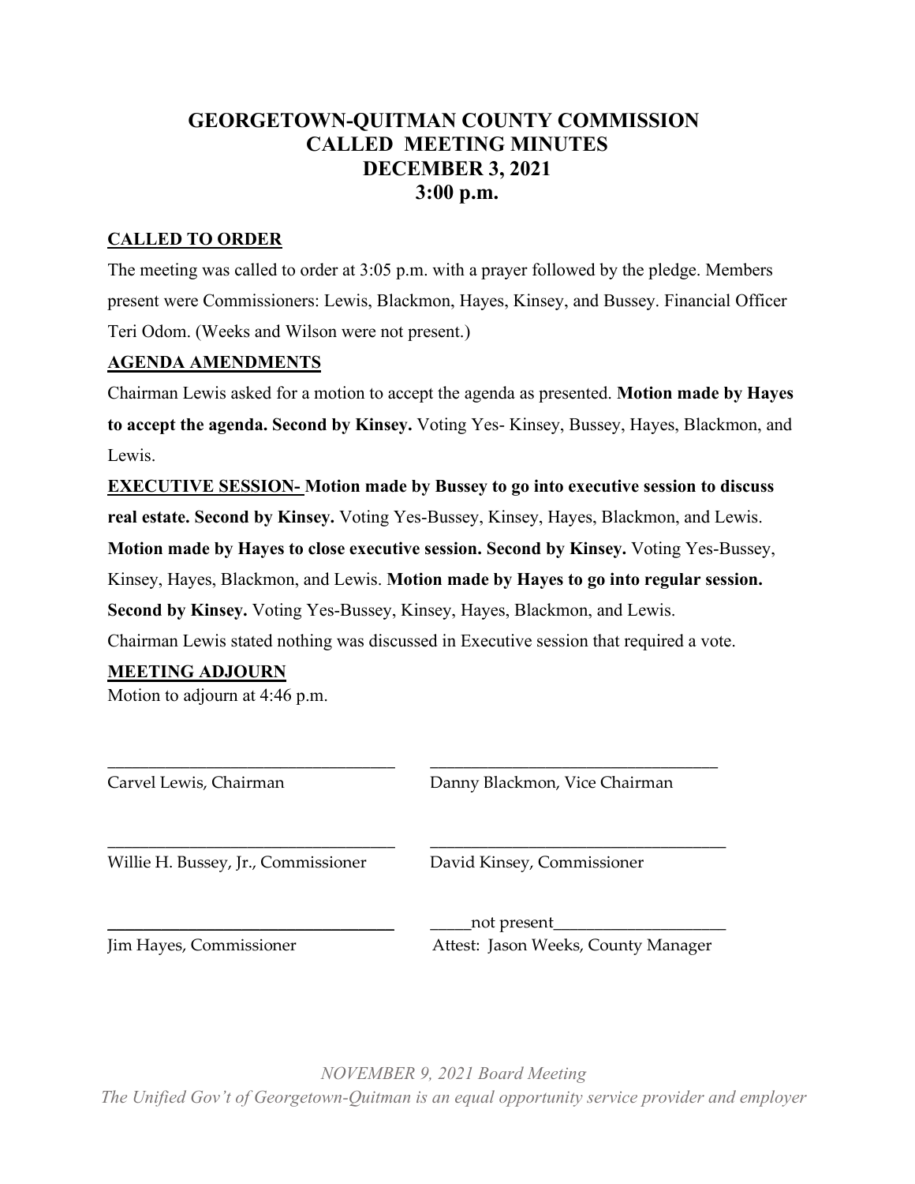# GEORGETOWN-QUITMAN COUNTY COMMISSION
# CALLED MEETING MINUTES
# DECEMBER 3, 2021
# 3:00 p.m.

**CALLED TO ORDER**

The meeting was called to order at 3:05 p.m. with a prayer followed by the pledge. Members present were Commissioners: Lewis, Blackmon, Hayes, Kinsey, and Bussey. Financial Officer Teri Odom. (Weeks and Wilson were not present.)

**AGENDA AMENDMENTS**

Chairman Lewis asked for a motion to accept the agenda as presented. **Motion made by Hayes to accept the agenda. Second by Kinsey.** Voting Yes- Kinsey, Bussey, Hayes, Blackmon, and Lewis.

**EXECUTIVE SESSION- Motion made by Bussey to go into executive session to discuss real estate. Second by Kinsey.** Voting Yes-Bussey, Kinsey, Hayes, Blackmon, and Lewis. **Motion made by Hayes to close executive session. Second by Kinsey.** Voting Yes-Bussey, Kinsey, Hayes, Blackmon, and Lewis. **Motion made by Hayes to go into regular session. Second by Kinsey.** Voting Yes-Bussey, Kinsey, Hayes, Blackmon, and Lewis.

Chairman Lewis stated nothing was discussed in Executive session that required a vote.

**MEETING ADJOURN**

Motion to adjourn at 4:46 p.m.

| | |
|---|---|
| ______________________________ | ______________________________ |
| Carvel Lewis, Chairman | Danny Blackmon, Vice Chairman |
| ______________________________ | ______________________________ |
| Willie H. Bussey, Jr., Commissioner | David Kinsey, Commissioner |
| ______________________________ | _____not present___________________ |
| Jim Hayes, Commissioner | Attest: Jason Weeks, County Manager |

*NOVEMBER 9, 2021 Board Meeting*

*The Unified Gov't of Georgetown-Quitman is an equal opportunity service provider and employer*